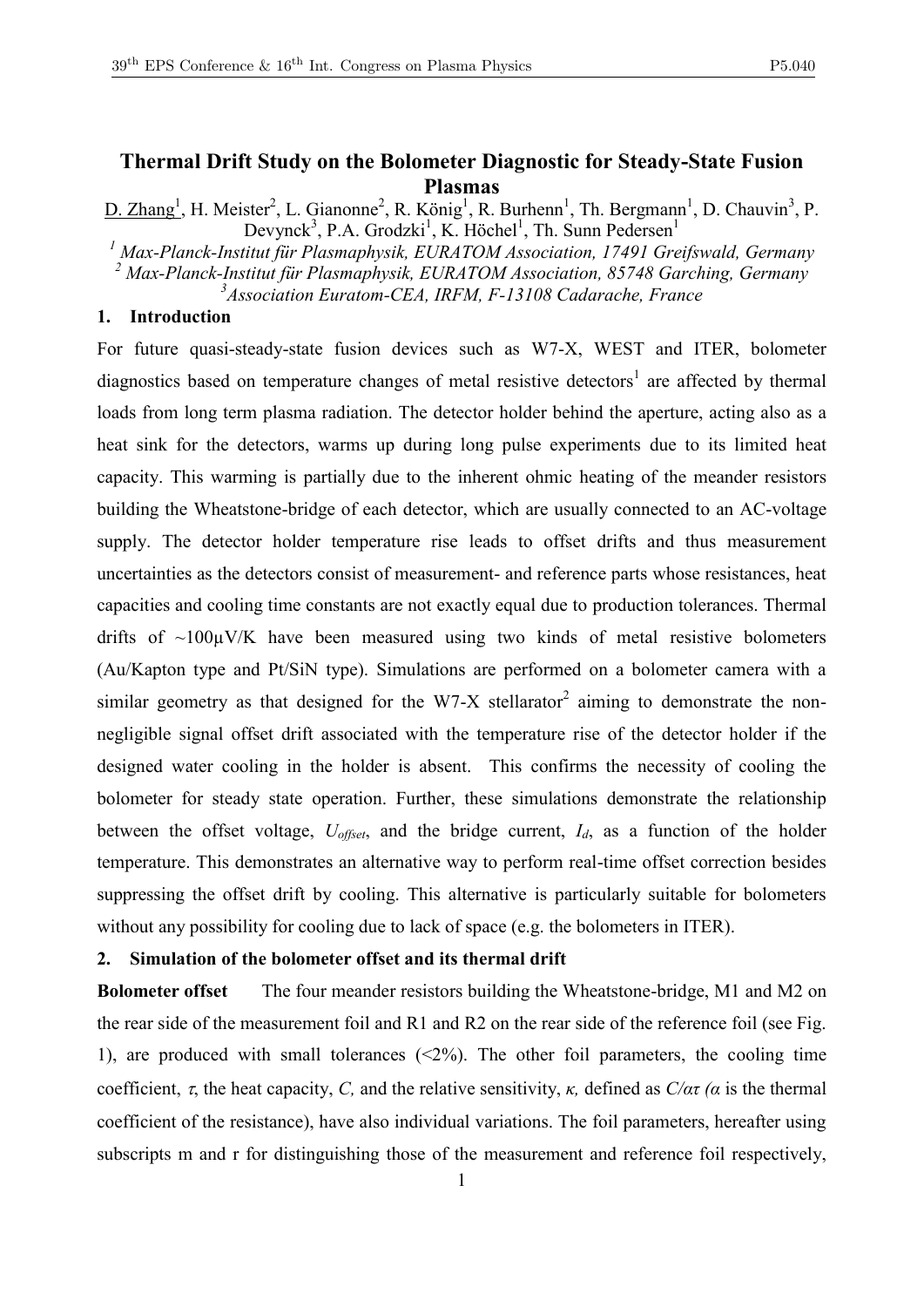# Thermal Drift Study on the Bolometer Diagnostic for Steady-State Fusion Plasmas

D. Zhang[1], H. Meister[2], L. Gianonne[2], R. König[1], R. Burhenn[1], Th. Bergmann[1], D. Chauvin[3], P. Devynck[3], P.A. Grodzki[1], K. Höchel[1], Th. Sunn Pedersen[1]

[1] *Max-Planck-Institut für Plasmaphysik, EURATOM Association, 17491 Greifswald, Germany*
[2] *Max-Planck-Institut für Plasmaphysik, EURATOM Association, 85748 Garching, Germany*
[3] *Association Euratom-CEA, IRFM, F-13108 Cadarache, France*

## 1. Introduction

For future quasi-steady-state fusion devices such as W7-X, WEST and ITER, bolometer diagnostics based on temperature changes of metal resistive detectors[1] are affected by thermal loads from long term plasma radiation. The detector holder behind the aperture, acting also as a heat sink for the detectors, warms up during long pulse experiments due to its limited heat capacity. This warming is partially due to the inherent ohmic heating of the meander resistors building the Wheatstone-bridge of each detector, which are usually connected to an AC-voltage supply. The detector holder temperature rise leads to offset drifts and thus measurement uncertainties as the detectors consist of measurement- and reference parts whose resistances, heat capacities and cooling time constants are not exactly equal due to production tolerances. Thermal drifts of ~100μV/K have been measured using two kinds of metal resistive bolometers (Au/Kapton type and Pt/SiN type). Simulations are performed on a bolometer camera with a similar geometry as that designed for the W7-X stellarator[2] aiming to demonstrate the non-negligible signal offset drift associated with the temperature rise of the detector holder if the designed water cooling in the holder is absent. This confirms the necessity of cooling the bolometer for steady state operation. Further, these simulations demonstrate the relationship between the offset voltage, $U_{offset}$, and the bridge current, $I_d$, as a function of the holder temperature. This demonstrates an alternative way to perform real-time offset correction besides suppressing the offset drift by cooling. This alternative is particularly suitable for bolometers without any possibility for cooling due to lack of space (e.g. the bolometers in ITER).

## 2. Simulation of the bolometer offset and its thermal drift

**Bolometer offset** The four meander resistors building the Wheatstone-bridge, M1 and M2 on the rear side of the measurement foil and R1 and R2 on the rear side of the reference foil (see Fig. 1), are produced with small tolerances (<2%). The other foil parameters, the cooling time coefficient, $\tau$, the heat capacity, $C$, and the relative sensitivity, $\kappa$, defined as $C/\alpha\tau$ ($\alpha$ is the thermal coefficient of the resistance), have also individual variations. The foil parameters, hereafter using subscripts m and r for distinguishing those of the measurement and reference foil respectively,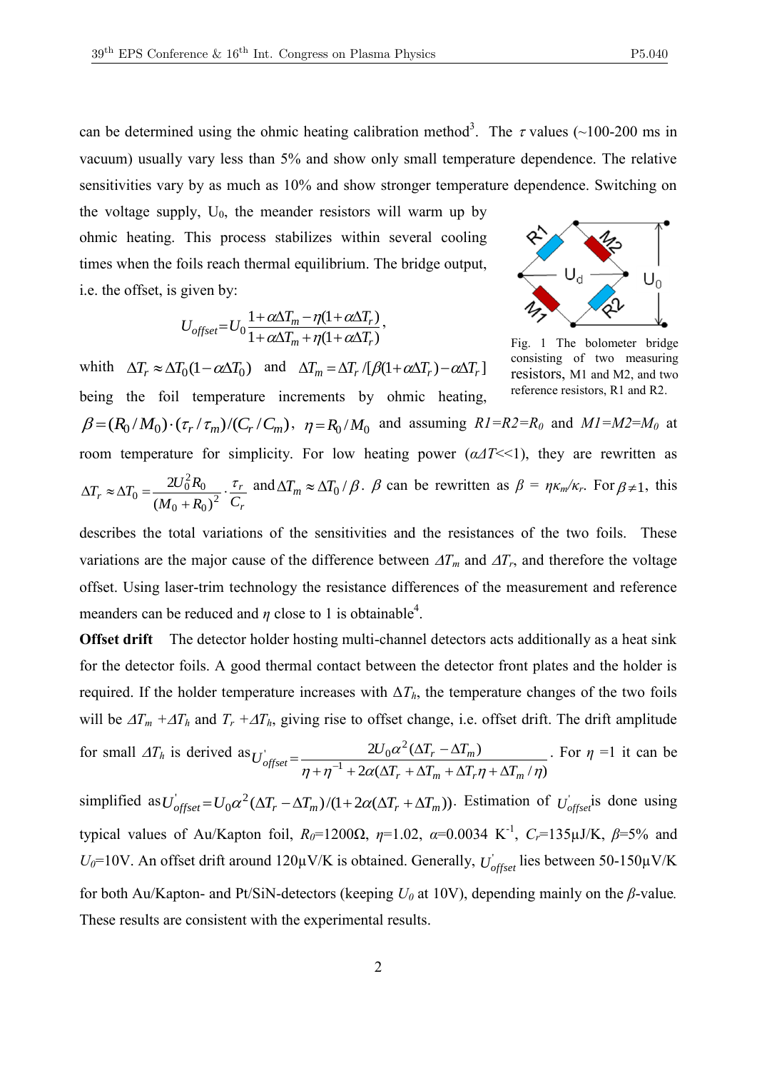can be determined using the ohmic heating calibration method[3]. The $\tau$ values (~100-200 ms in vacuum) usually vary less than 5% and show only small temperature dependence. The relative sensitivities vary by as much as 10% and show stronger temperature dependence. Switching on the voltage supply, $U_0$, the meander resistors will warm up by ohmic heating. This process stabilizes within several cooling times when the foils reach thermal equilibrium. The bridge output, i.e. the offset, is given by:

$$U_{offset} = U_0 \frac{1+\alpha\Delta T_m - \eta(1+\alpha\Delta T_r)}{1+\alpha\Delta T_m + \eta(1+\alpha\Delta T_r)},$$

Fig. 1 The bolometer bridge consisting of two measuring resistors, M1 and M2, and two reference resistors, R1 and R2.

whith $\Delta T_r \approx \Delta T_0(1-\alpha\Delta T_0)$ and $\Delta T_m = \Delta T_r / [\beta(1+\alpha\Delta T_r) - \alpha\Delta T_r]$ being the foil temperature increments by ohmic heating, $\beta = (R_0/M_0)\cdot(\tau_r/\tau_m)/(C_r/C_m)$, $\eta = R_0/M_0$ and assuming $R1=R2=R_0$ and $M1=M2=M_0$ at room temperature for simplicity. For low heating power ($\alpha\Delta T$<<1), they are rewritten as $\Delta T_r \approx \Delta T_0 = \frac{2U_0^2 R_0}{(M_0+R_0)^2}\cdot\frac{\tau_r}{C_r}$ and $\Delta T_m \approx \Delta T_0/\beta$. $\beta$ can be rewritten as $\beta = \eta\kappa_m/\kappa_r$. For $\beta \neq 1$, this describes the total variations of the sensitivities and the resistances of the two foils. These variations are the major cause of the difference between $\Delta T_m$ and $\Delta T_r$, and therefore the voltage offset. Using laser-trim technology the resistance differences of the measurement and reference meanders can be reduced and $\eta$ close to 1 is obtainable[4].

**Offset drift** The detector holder hosting multi-channel detectors acts additionally as a heat sink for the detector foils. A good thermal contact between the detector front plates and the holder is required. If the holder temperature increases with $\Delta T_h$, the temperature changes of the two foils will be $\Delta T_m + \Delta T_h$ and $T_r + \Delta T_h$, giving rise to offset change, i.e. offset drift. The drift amplitude for small $\Delta T_h$ is derived as $U'_{offset} = \frac{2U_0\alpha^2(\Delta T_r - \Delta T_m)}{\eta+\eta^{-1}+2\alpha(\Delta T_r+\Delta T_m+\Delta T_r\eta+\Delta T_m/\eta)}$. For $\eta$ =1 it can be simplified as $U'_{offset} = U_0\alpha^2(\Delta T_r - \Delta T_m)/(1+2\alpha(\Delta T_r+\Delta T_m))$. Estimation of $U'_{offset}$ is done using typical values of Au/Kapton foil, $R_0$=1200Ω, $\eta$=1.02, $\alpha$=0.0034 K$^{-1}$, $C_r$=135μJ/K, $\beta$=5% and $U_0$=10V. An offset drift around 120μV/K is obtained. Generally, $U'_{offset}$ lies between 50-150μV/K for both Au/Kapton- and Pt/SiN-detectors (keeping $U_0$ at 10V), depending mainly on the $\beta$-value. These results are consistent with the experimental results.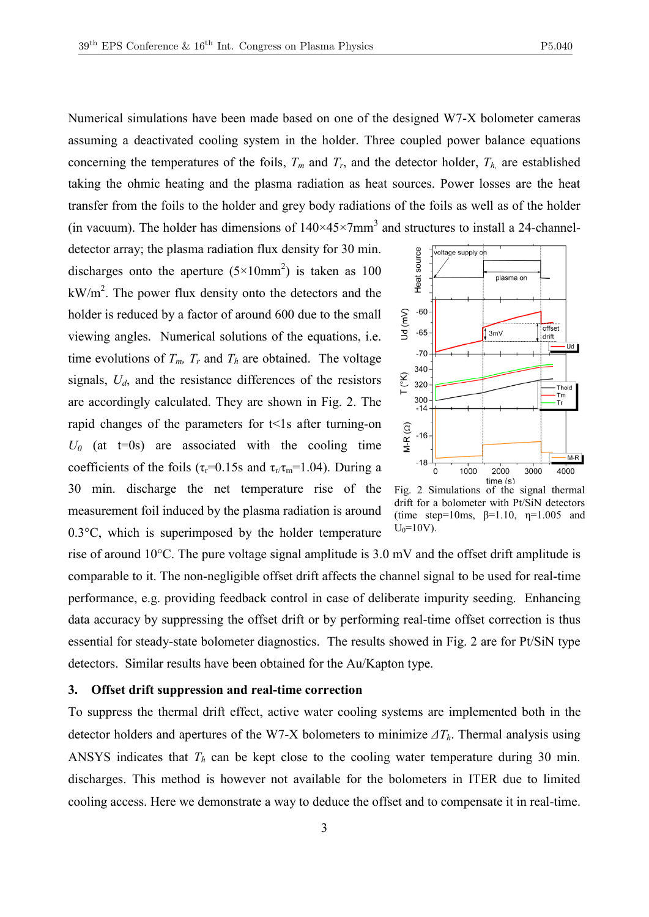Numerical simulations have been made based on one of the designed W7-X bolometer cameras assuming a deactivated cooling system in the holder. Three coupled power balance equations concerning the temperatures of the foils, $T_m$ and $T_r$, and the detector holder, $T_h$, are established taking the ohmic heating and the plasma radiation as heat sources. Power losses are the heat transfer from the foils to the holder and grey body radiations of the foils as well as of the holder (in vacuum). The holder has dimensions of 140×45×7mm$^3$ and structures to install a 24-channel-detector array; the plasma radiation flux density for 30 min. discharges onto the aperture (5×10mm$^2$) is taken as 100 kW/m$^2$. The power flux density onto the detectors and the holder is reduced by a factor of around 600 due to the small viewing angles. Numerical solutions of the equations, i.e. time evolutions of $T_m$, $T_r$ and $T_h$ are obtained. The voltage signals, $U_d$, and the resistance differences of the resistors are accordingly calculated. They are shown in Fig. 2. The rapid changes of the parameters for t<1s after turning-on $U_0$ (at t=0s) are associated with the cooling time coefficients of the foils ($\tau_r$=0.15s and $\tau_r/\tau_m$=1.04). During a 30 min. discharge the net temperature rise of the measurement foil induced by the plasma radiation is around 0.3°C, which is superimposed by the holder temperature rise of around 10°C. The pure voltage signal amplitude is 3.0 mV and the offset drift amplitude is comparable to it. The non-negligible offset drift affects the channel signal to be used for real-time performance, e.g. providing feedback control in case of deliberate impurity seeding. Enhancing data accuracy by suppressing the offset drift or by performing real-time offset correction is thus essential for steady-state bolometer diagnostics. The results showed in Fig. 2 are for Pt/SiN type detectors. Similar results have been obtained for the Au/Kapton type.

Fig. 2 Simulations of the signal thermal drift for a bolometer with Pt/SiN detectors (time step=10ms, β=1.10, η=1.005 and $U_0$=10V).

## 3. Offset drift suppression and real-time correction

To suppress the thermal drift effect, active water cooling systems are implemented both in the detector holders and apertures of the W7-X bolometers to minimize $\Delta T_h$. Thermal analysis using ANSYS indicates that $T_h$ can be kept close to the cooling water temperature during 30 min. discharges. This method is however not available for the bolometers in ITER due to limited cooling access. Here we demonstrate a way to deduce the offset and to compensate it in real-time.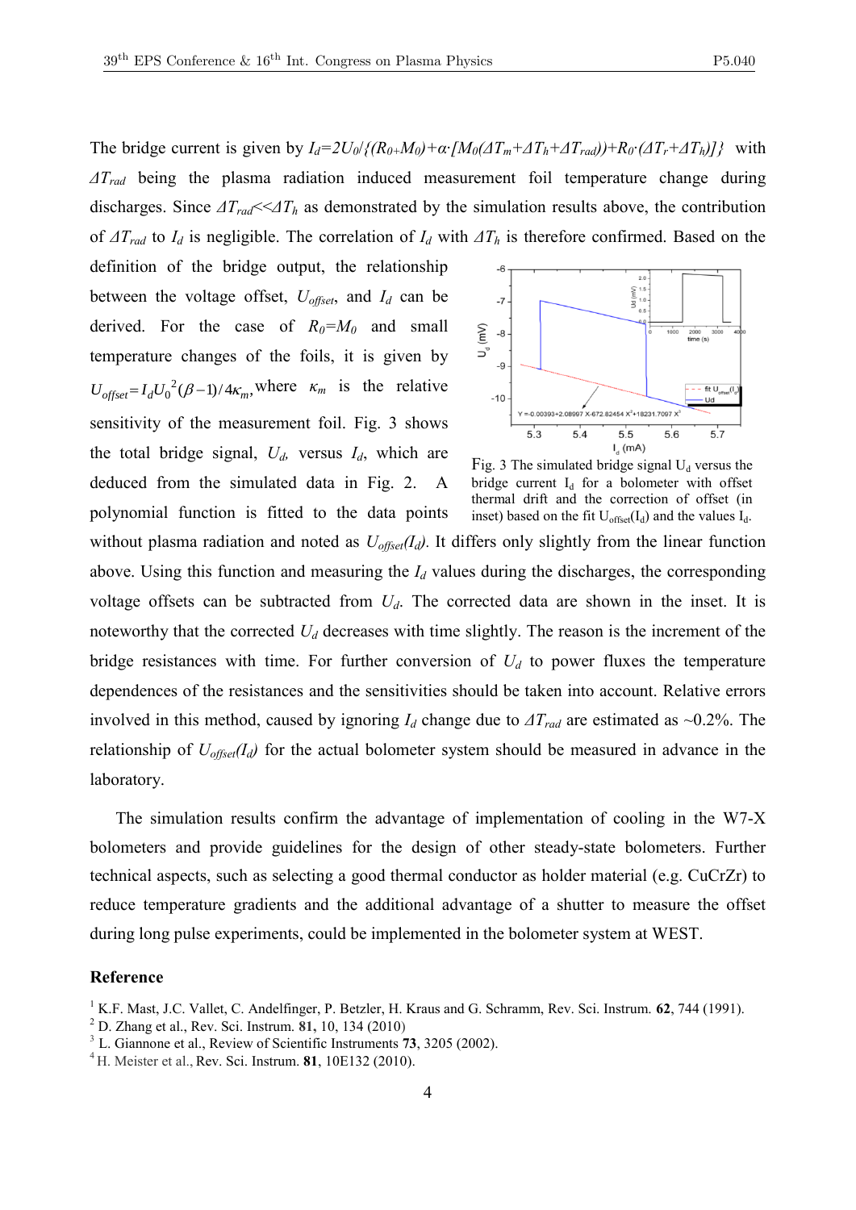The bridge current is given by $I_d=2U_0/\{(R_0+M_0)+\alpha\cdot[M_0(\Delta T_m+\Delta T_h+\Delta T_{rad}))+R_0\cdot(\Delta T_r+\Delta T_h)]\}$ with $\Delta T_{rad}$ being the plasma radiation induced measurement foil temperature change during discharges. Since $\Delta T_{rad} << \Delta T_h$ as demonstrated by the simulation results above, the contribution of $\Delta T_{rad}$ to $I_d$ is negligible. The correlation of $I_d$ with $\Delta T_h$ is therefore confirmed. Based on the definition of the bridge output, the relationship between the voltage offset, $U_{offset}$, and $I_d$ can be derived. For the case of $R_0=M_0$ and small temperature changes of the foils, it is given by $U_{offset}=I_d U_0^2(\beta-1)/4\kappa_m$, where $\kappa_m$ is the relative sensitivity of the measurement foil. Fig. 3 shows the total bridge signal, $U_d$, versus $I_d$, which are deduced from the simulated data in Fig. 2. A polynomial function is fitted to the data points without plasma radiation and noted as $U_{offset}(I_d)$. It differs only slightly from the linear function above. Using this function and measuring the $I_d$ values during the discharges, the corresponding voltage offsets can be subtracted from $U_d$. The corrected data are shown in the inset. It is noteworthy that the corrected $U_d$ decreases with time slightly. The reason is the increment of the bridge resistances with time. For further conversion of $U_d$ to power fluxes the temperature dependences of the resistances and the sensitivities should be taken into account. Relative errors involved in this method, caused by ignoring $I_d$ change due to $\Delta T_{rad}$ are estimated as ~0.2%. The relationship of $U_{offset}(I_d)$ for the actual bolometer system should be measured in advance in the laboratory.

Y =-0.00393+2.08997 X-672.82454 X²+18231.7097 X³

fit $U_{offset}(I_d)$

Ud

$U_d$ (mV)

$I_d$ (mA)

Ud (mV)

time (s)

Fig. 3 The simulated bridge signal $U_d$ versus the bridge current $I_d$ for a bolometer with offset thermal drift and the correction of offset (in inset) based on the fit $U_{offset}(I_d)$ and the values $I_d$.

The simulation results confirm the advantage of implementation of cooling in the W7-X bolometers and provide guidelines for the design of other steady-state bolometers. Further technical aspects, such as selecting a good thermal conductor as holder material (e.g. CuCrZr) to reduce temperature gradients and the additional advantage of a shutter to measure the offset during long pulse experiments, could be implemented in the bolometer system at WEST.

## Reference

[1] K.F. Mast, J.C. Vallet, C. Andelfinger, P. Betzler, H. Kraus and G. Schramm, Rev. Sci. Instrum. **62**, 744 (1991).

[2] D. Zhang et al., Rev. Sci. Instrum. **81,** 10, 134 (2010)

[3] L. Giannone et al., Review of Scientific Instruments **73**, 3205 (2002).

[4] H. Meister et al., Rev. Sci. Instrum. **81**, 10E132 (2010).